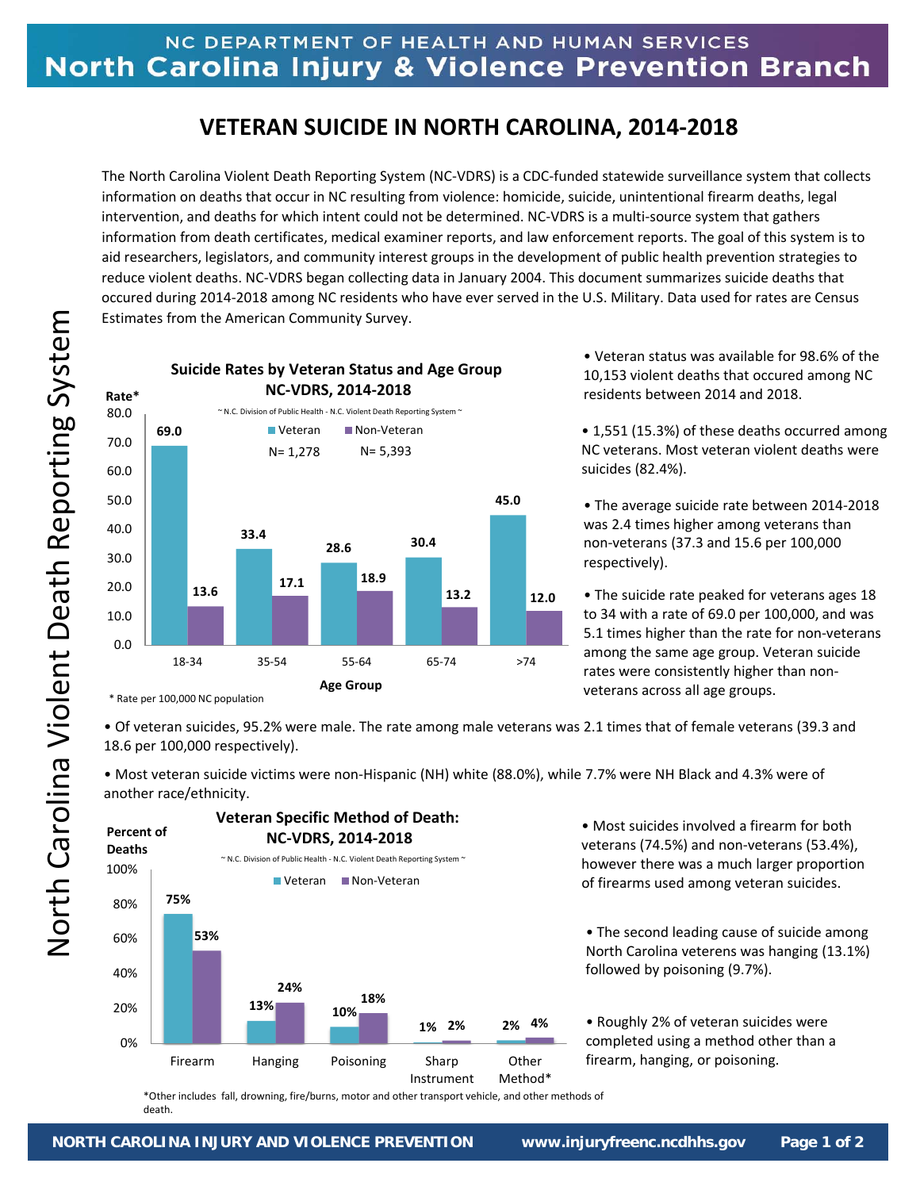NC DEPARTMENT OF HEALTH AND HUMAN SERVICES
North Carolina Injury & Violence Prevention Branch

# VETERAN SUICIDE IN NORTH CAROLINA, 2014-2018

The North Carolina Violent Death Reporting System (NC-VDRS) is a CDC-funded statewide surveillance system that collects information on deaths that occur in NC resulting from violence: homicide, suicide, unintentional firearm deaths, legal intervention, and deaths for which intent could not be determined. NC-VDRS is a multi-source system that gathers information from death certificates, medical examiner reports, and law enforcement reports. The goal of this system is to aid researchers, legislators, and community interest groups in the development of public health prevention strategies to reduce violent deaths. NC-VDRS began collecting data in January 2004. This document summarizes suicide deaths that occured during 2014-2018 among NC residents who have ever served in the U.S. Military. Data used for rates are Census Estimates from the American Community Survey.

**Suicide Rates by Veteran Status and Age Group NC-VDRS, 2014-2018**

~ N.C. Division of Public Health - N.C. Violent Death Reporting System ~

| Age Group | Veteran (N= 1,278) | Non-Veteran (N= 5,393) |
|---|---|---|
| 18-34 | 69.0 | 13.6 |
| 35-54 | 33.4 | 17.1 |
| 55-64 | 28.6 | 18.9 |
| 65-74 | 30.4 | 13.2 |
| >74 | 45.0 | 12.0 |

\* Rate per 100,000 NC population

- Veteran status was available for 98.6% of the 10,153 violent deaths that occured among NC residents between 2014 and 2018.
- 1,551 (15.3%) of these deaths occurred among NC veterans. Most veteran violent deaths were suicides (82.4%).
- The average suicide rate between 2014-2018 was 2.4 times higher among veterans than non-veterans (37.3 and 15.6 per 100,000 respectively).
- The suicide rate peaked for veterans ages 18 to 34 with a rate of 69.0 per 100,000, and was 5.1 times higher than the rate for non-veterans among the same age group. Veteran suicide rates were consistently higher than non-veterans across all age groups.
- Of veteran suicides, 95.2% were male. The rate among male veterans was 2.1 times that of female veterans (39.3 and 18.6 per 100,000 respectively).
- Most veteran suicide victims were non-Hispanic (NH) white (88.0%), while 7.7% were NH Black and 4.3% were of another race/ethnicity.

**Veteran Specific Method of Death: NC-VDRS, 2014-2018**

~ N.C. Division of Public Health - N.C. Violent Death Reporting System ~

| Method | Veteran (Percent of Deaths) | Non-Veteran (Percent of Deaths) |
|---|---|---|
| Firearm | 75% | 53% |
| Hanging | 13% | 24% |
| Poisoning | 10% | 18% |
| Sharp Instrument | 1% | 2% |
| Other Method* | 2% | 4% |

*Other includes fall, drowning, fire/burns, motor and other transport vehicle, and other methods of death.

- Most suicides involved a firearm for both veterans (74.5%) and non-veterans (53.4%), however there was a much larger proportion of firearms used among veteran suicides.
- The second leading cause of suicide among North Carolina veterens was hanging (13.1%) followed by poisoning (9.7%).
- Roughly 2% of veteran suicides were completed using a method other than a firearm, hanging, or poisoning.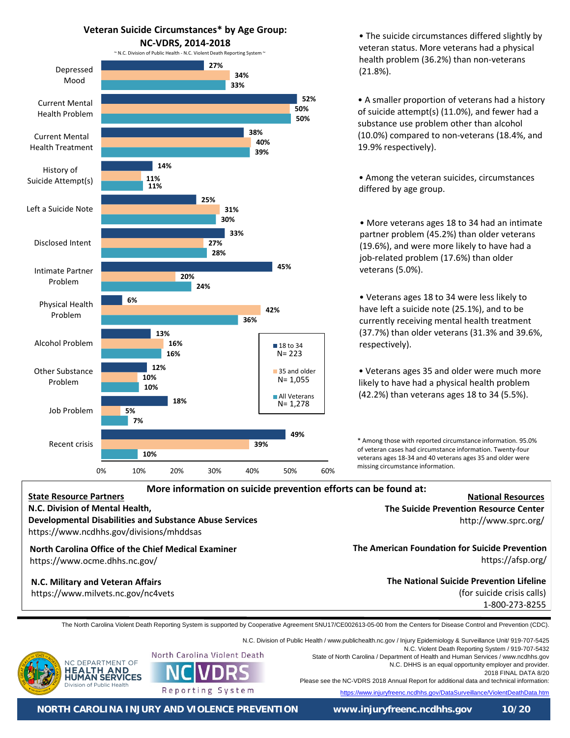## Veteran Suicide Circumstances* by Age Group: NC-VDRS, 2014-2018

~ N.C. Division of Public Health - N.C. Violent Death Reporting System ~

Depressed Mood: 27%, 34%, 33%

Current Mental Health Problem: 52%, 50%, 50%

Current Mental Health Treatment: 38%, 40%, 39%

History of Suicide Attempt(s): 14%, 11%, 11%

Left a Suicide Note: 25%, 31%, 30%

Disclosed Intent: 33%, 27%, 28%

Intimate Partner Problem: 45%, 20%, 24%

Physical Health Problem: 6%, 42%, 36%

Alcohol Problem: 13%, 16%, 16%

Other Substance Problem: 12%, 10%, 10%

Job Problem: 18%, 5%, 7%

Recent crisis: 49%, 39%, 10%

0% 10% 20% 30% 40% 50% 60%

18 to 34 N= 223

35 and older N= 1,055

All Veterans N= 1,278

- The suicide circumstances differed slightly by veteran status. More veterans had a physical health problem (36.2%) than non-veterans (21.8%).
- A smaller proportion of veterans had a history of suicide attempt(s) (11.0%), and fewer had a substance use problem other than alcohol (10.0%) compared to non-veterans (18.4%, and 19.9% respectively).
- Among the veteran suicides, circumstances differed by age group.
- More veterans ages 18 to 34 had an intimate partner problem (45.2%) than older veterans (19.6%), and were more likely to have had a job-related problem (17.6%) than older veterans (5.0%).
- Veterans ages 18 to 34 were less likely to have left a suicide note (25.1%), and to be currently receiving mental health treatment (37.7%) than older veterans (31.3% and 39.6%, respectively).
- Veterans ages 35 and older were much more likely to have had a physical health problem (42.2%) than veterans ages 18 to 34 (5.5%).

\* Among those with reported circumstance information. 95.0% of veteran cases had circumstance information. Twenty-four veterans ages 18-34 and 40 veterans ages 35 and older were missing circumstance information.

### More information on suicide prevention efforts can be found at:

**State Resource Partners**

**N.C. Division of Mental Health, Developmental Disabilities and Substance Abuse Services**
https://www.ncdhhs.gov/divisions/mhddsas

**North Carolina Office of the Chief Medical Examiner**
https://www.ocme.dhhs.nc.gov/

**N.C. Military and Veteran Affairs**
https://www.milvets.nc.gov/nc4vets

**National Resources**

**The Suicide Prevention Resource Center**
http://www.sprc.org/

**The American Foundation for Suicide Prevention**
https://afsp.org/

**The National Suicide Prevention Lifeline**
(for suicide crisis calls)
1-800-273-8255

The North Carolina Violent Death Reporting System is supported by Cooperative Agreement 5NU17/CE002613-05-00 from the Centers for Disease Control and Prevention (CDC).

N.C. Division of Public Health / www.publichealth.nc.gov / Injury Epidemiology & Surveillance Unit/ 919-707-5425
N.C. Violent Death Reporting System / 919-707-5432
State of North Carolina / Department of Health and Human Services / www.ncdhhs.gov
N.C. DHHS is an equal opportunity employer and provider.
2018 FINAL DATA 8/20
Please see the NC-VDRS 2018 Annual Report for additional data and technical information:
https://www.injuryfreenc.ncdhhs.gov/DataSurveillance/ViolentDeathData.htm

NC Department of Health and Human Services, Division of Public Health

North Carolina Violent Death NC VDRS Reporting System

NORTH CAROLINA INJURY AND VIOLENCE PREVENTION www.injuryfreenc.ncdhhs.gov